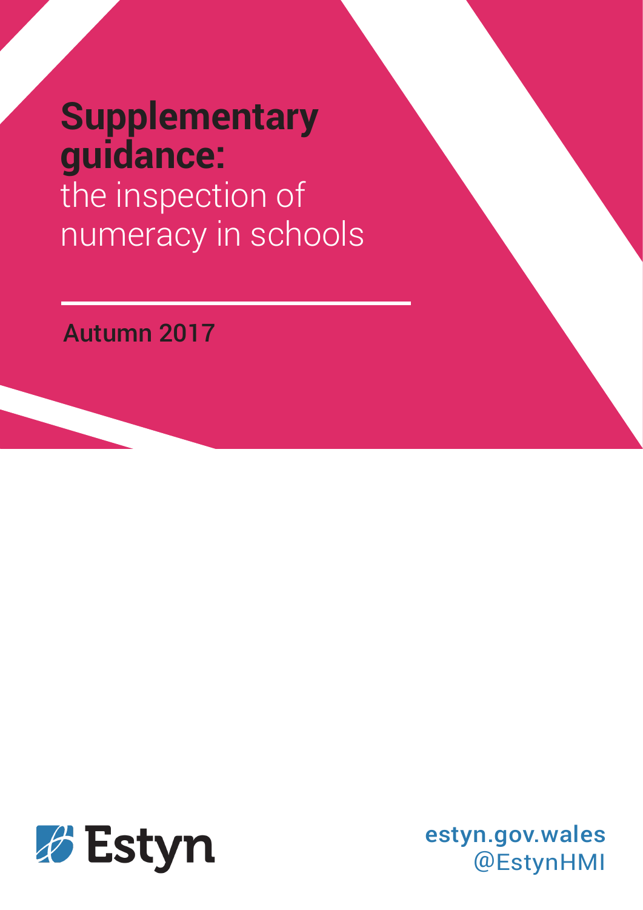# **Supplementary guidance:** the inspection of numeracy in schools

Autumn 2017

Estyn

estyn.gov.wales
@EstynHMI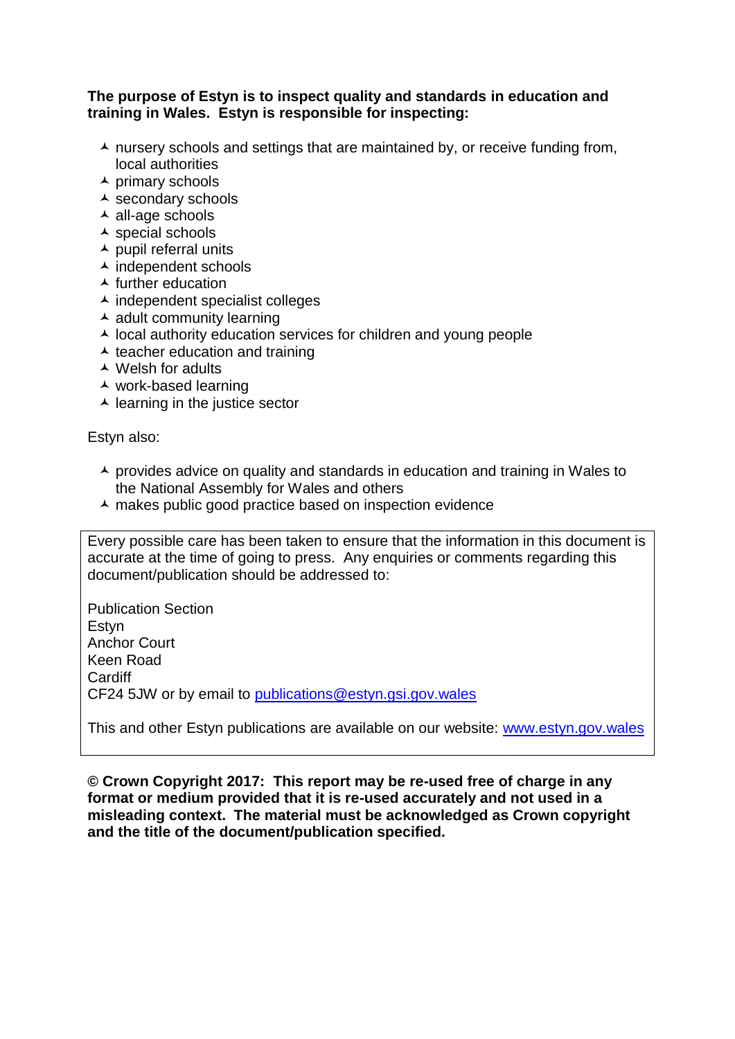**The purpose of Estyn is to inspect quality and standards in education and training in Wales. Estyn is responsible for inspecting:**

- nursery schools and settings that are maintained by, or receive funding from, local authorities
- primary schools
- secondary schools
- all-age schools
- special schools
- pupil referral units
- independent schools
- further education
- independent specialist colleges
- adult community learning
- local authority education services for children and young people
- teacher education and training
- Welsh for adults
- work-based learning
- learning in the justice sector

Estyn also:

- provides advice on quality and standards in education and training in Wales to the National Assembly for Wales and others
- makes public good practice based on inspection evidence

Every possible care has been taken to ensure that the information in this document is accurate at the time of going to press. Any enquiries or comments regarding this document/publication should be addressed to:

Publication Section
Estyn
Anchor Court
Keen Road
Cardiff
CF24 5JW or by email to publications@estyn.gsi.gov.wales

This and other Estyn publications are available on our website: www.estyn.gov.wales

**© Crown Copyright 2017: This report may be re-used free of charge in any format or medium provided that it is re-used accurately and not used in a misleading context. The material must be acknowledged as Crown copyright and the title of the document/publication specified.**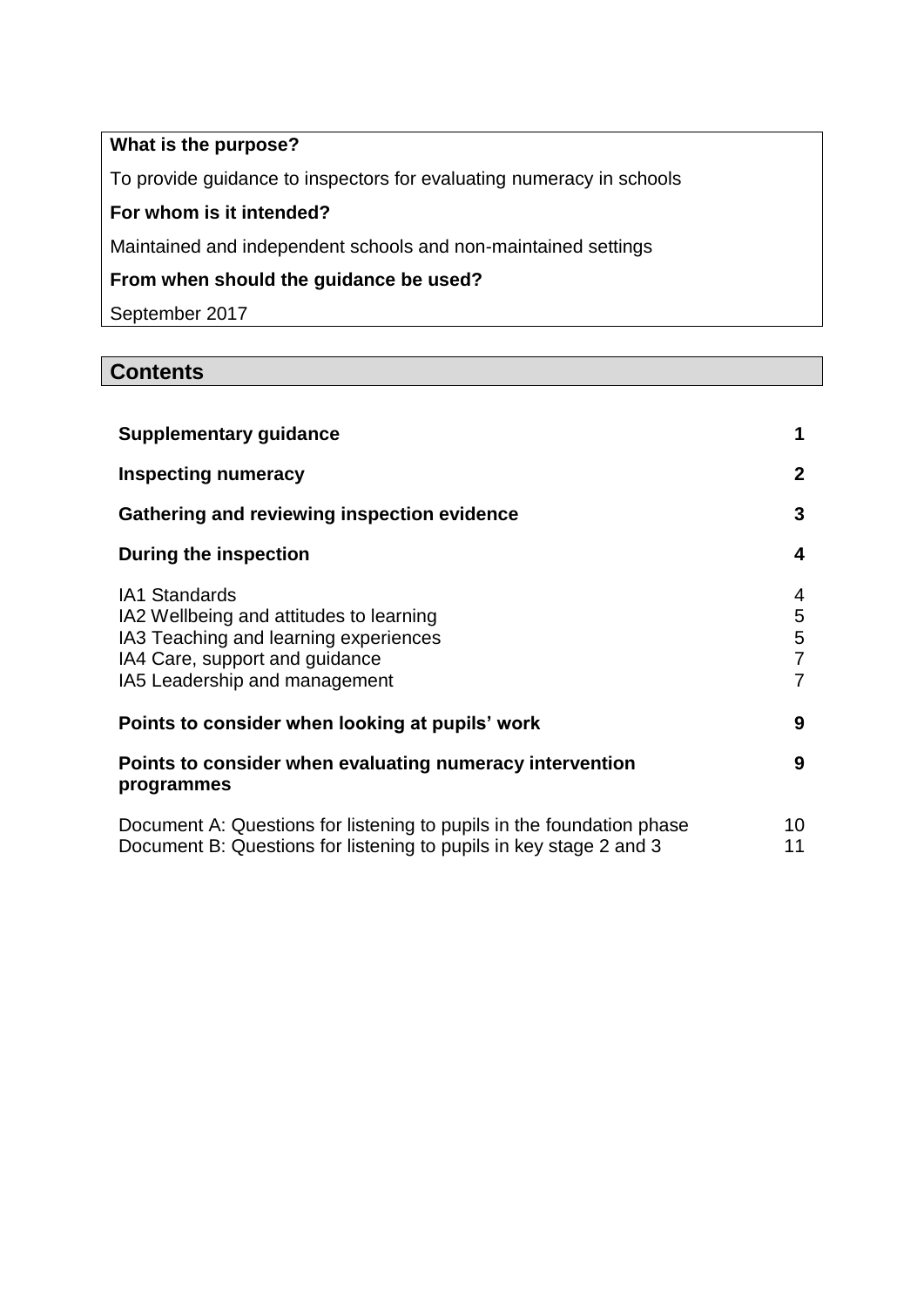| **What is the purpose?** |
|---|
| To provide guidance to inspectors for evaluating numeracy in schools |
| **For whom is it intended?** |
| Maintained and independent schools and non-maintained settings |
| **From when should the guidance be used?** |
| September 2017 |

## Contents

| | |
|---|---|
| **Supplementary guidance** | **1** |
| **Inspecting numeracy** | **2** |
| **Gathering and reviewing inspection evidence** | **3** |
| **During the inspection** | **4** |
| IA1 Standards | 4 |
| IA2 Wellbeing and attitudes to learning | 5 |
| IA3 Teaching and learning experiences | 5 |
| IA4 Care, support and guidance | 7 |
| IA5 Leadership and management | 7 |
| **Points to consider when looking at pupils' work** | **9** |
| **Points to consider when evaluating numeracy intervention programmes** | **9** |
| Document A: Questions for listening to pupils in the foundation phase | 10 |
| Document B: Questions for listening to pupils in key stage 2 and 3 | 11 |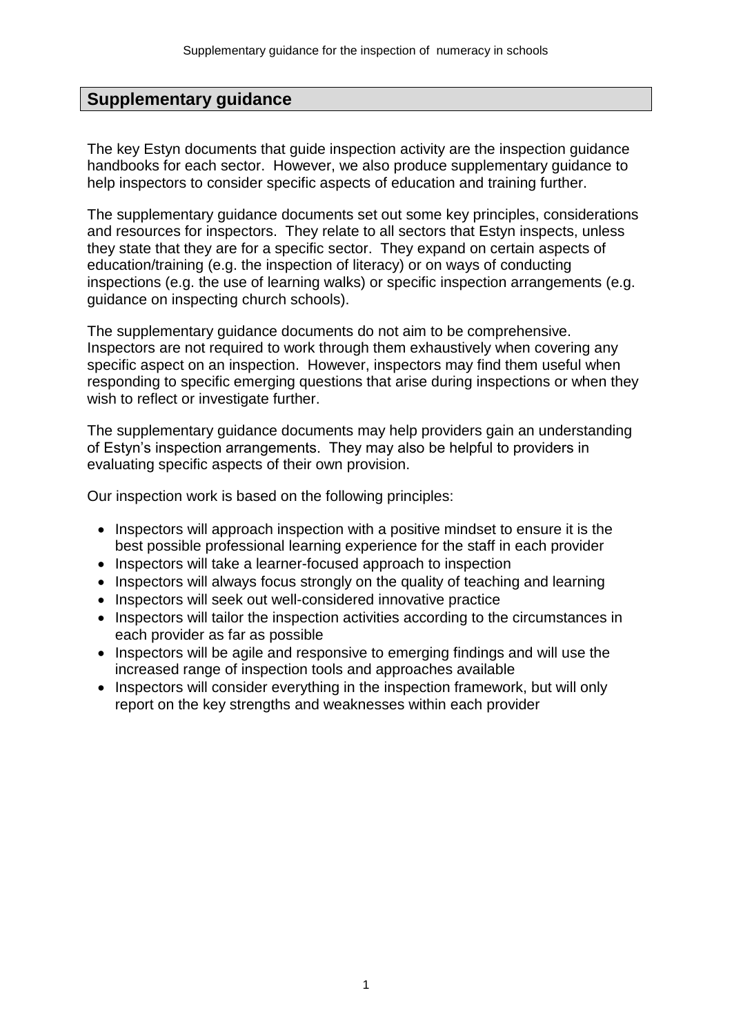## Supplementary guidance

The key Estyn documents that guide inspection activity are the inspection guidance handbooks for each sector. However, we also produce supplementary guidance to help inspectors to consider specific aspects of education and training further.

The supplementary guidance documents set out some key principles, considerations and resources for inspectors. They relate to all sectors that Estyn inspects, unless they state that they are for a specific sector. They expand on certain aspects of education/training (e.g. the inspection of literacy) or on ways of conducting inspections (e.g. the use of learning walks) or specific inspection arrangements (e.g. guidance on inspecting church schools).

The supplementary guidance documents do not aim to be comprehensive. Inspectors are not required to work through them exhaustively when covering any specific aspect on an inspection. However, inspectors may find them useful when responding to specific emerging questions that arise during inspections or when they wish to reflect or investigate further.

The supplementary guidance documents may help providers gain an understanding of Estyn's inspection arrangements. They may also be helpful to providers in evaluating specific aspects of their own provision.

Our inspection work is based on the following principles:

- Inspectors will approach inspection with a positive mindset to ensure it is the best possible professional learning experience for the staff in each provider
- Inspectors will take a learner-focused approach to inspection
- Inspectors will always focus strongly on the quality of teaching and learning
- Inspectors will seek out well-considered innovative practice
- Inspectors will tailor the inspection activities according to the circumstances in each provider as far as possible
- Inspectors will be agile and responsive to emerging findings and will use the increased range of inspection tools and approaches available
- Inspectors will consider everything in the inspection framework, but will only report on the key strengths and weaknesses within each provider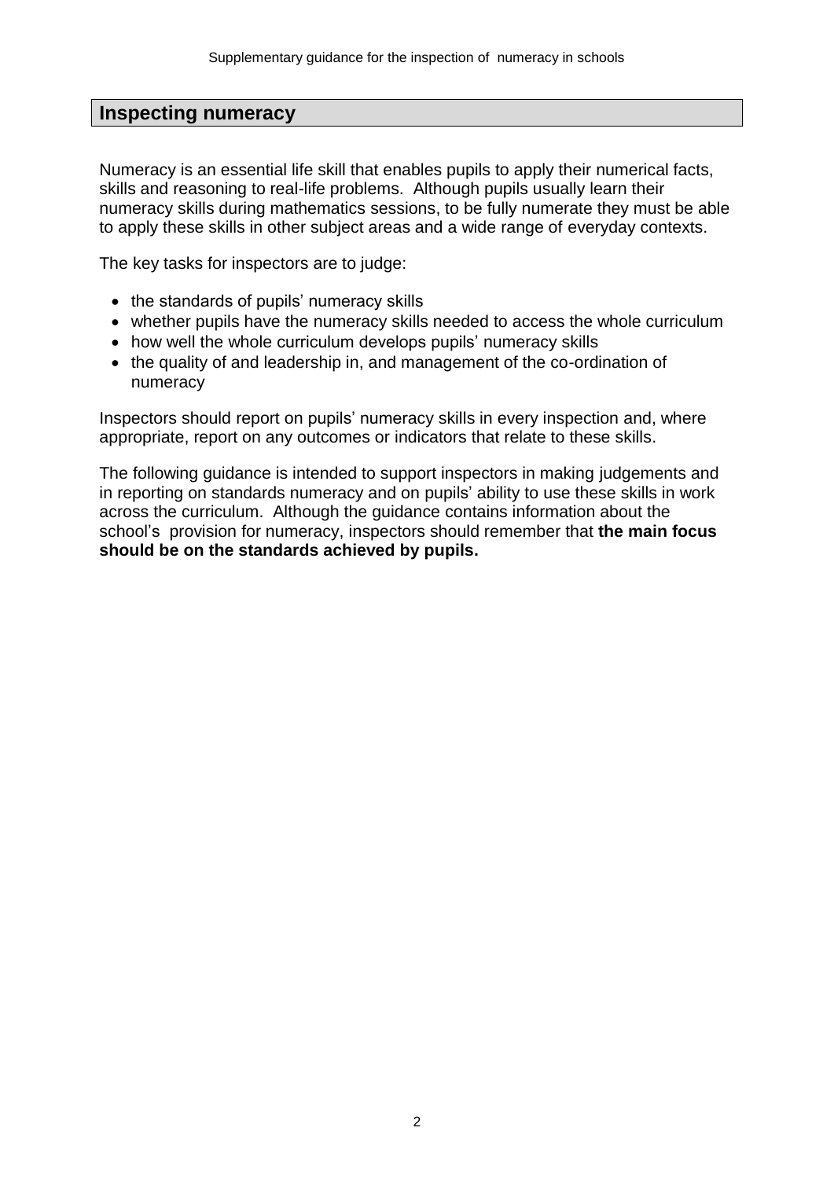## Inspecting numeracy

Numeracy is an essential life skill that enables pupils to apply their numerical facts, skills and reasoning to real-life problems. Although pupils usually learn their numeracy skills during mathematics sessions, to be fully numerate they must be able to apply these skills in other subject areas and a wide range of everyday contexts.

The key tasks for inspectors are to judge:

- the standards of pupils' numeracy skills
- whether pupils have the numeracy skills needed to access the whole curriculum
- how well the whole curriculum develops pupils' numeracy skills
- the quality of and leadership in, and management of the co-ordination of numeracy

Inspectors should report on pupils' numeracy skills in every inspection and, where appropriate, report on any outcomes or indicators that relate to these skills.

The following guidance is intended to support inspectors in making judgements and in reporting on standards numeracy and on pupils' ability to use these skills in work across the curriculum. Although the guidance contains information about the school's provision for numeracy, inspectors should remember that **the main focus should be on the standards achieved by pupils.**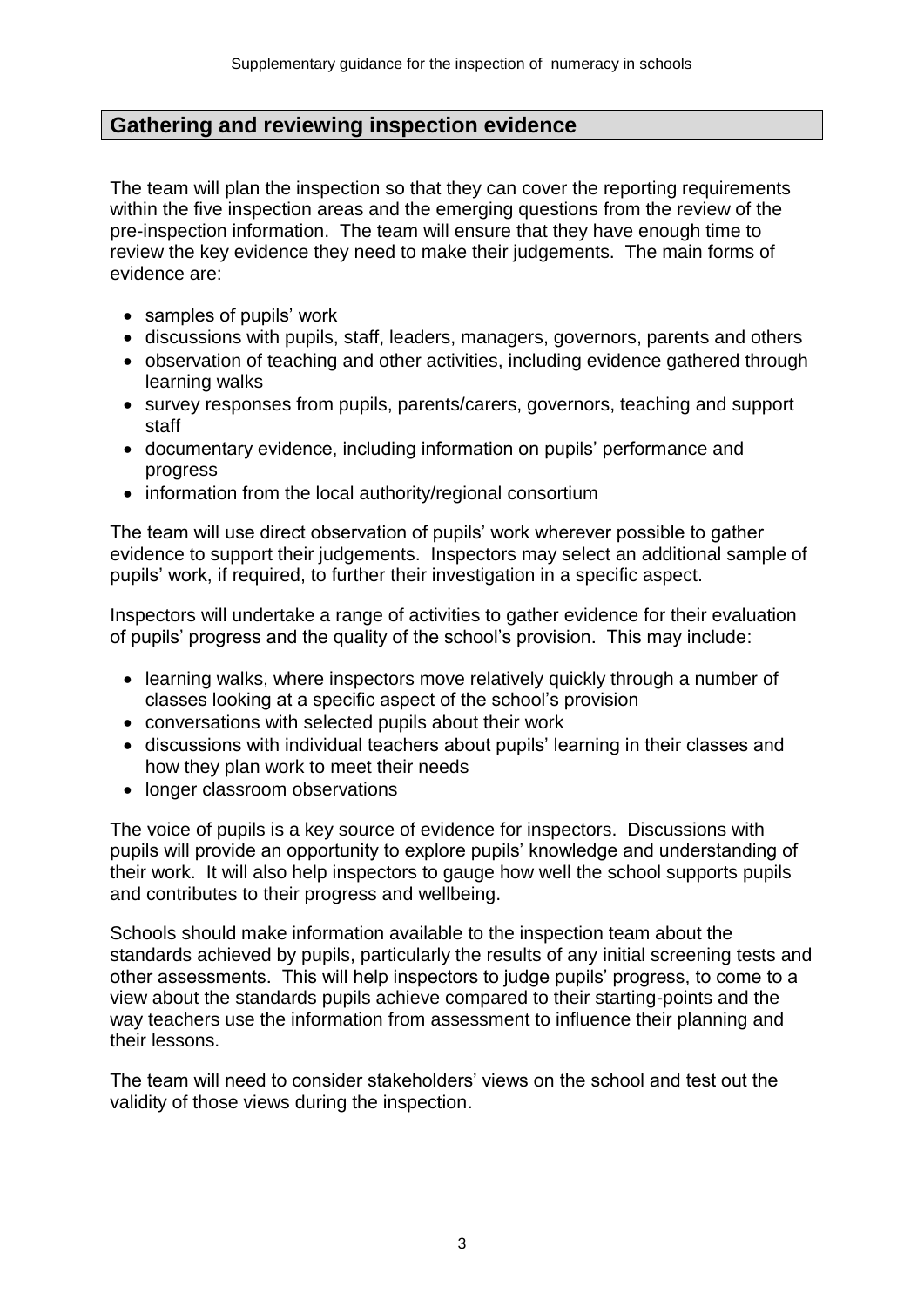## Gathering and reviewing inspection evidence

The team will plan the inspection so that they can cover the reporting requirements within the five inspection areas and the emerging questions from the review of the pre-inspection information. The team will ensure that they have enough time to review the key evidence they need to make their judgements. The main forms of evidence are:

- samples of pupils' work
- discussions with pupils, staff, leaders, managers, governors, parents and others
- observation of teaching and other activities, including evidence gathered through learning walks
- survey responses from pupils, parents/carers, governors, teaching and support staff
- documentary evidence, including information on pupils' performance and progress
- information from the local authority/regional consortium

The team will use direct observation of pupils' work wherever possible to gather evidence to support their judgements. Inspectors may select an additional sample of pupils' work, if required, to further their investigation in a specific aspect.

Inspectors will undertake a range of activities to gather evidence for their evaluation of pupils' progress and the quality of the school's provision. This may include:

- learning walks, where inspectors move relatively quickly through a number of classes looking at a specific aspect of the school's provision
- conversations with selected pupils about their work
- discussions with individual teachers about pupils' learning in their classes and how they plan work to meet their needs
- longer classroom observations

The voice of pupils is a key source of evidence for inspectors. Discussions with pupils will provide an opportunity to explore pupils' knowledge and understanding of their work. It will also help inspectors to gauge how well the school supports pupils and contributes to their progress and wellbeing.

Schools should make information available to the inspection team about the standards achieved by pupils, particularly the results of any initial screening tests and other assessments. This will help inspectors to judge pupils' progress, to come to a view about the standards pupils achieve compared to their starting-points and the way teachers use the information from assessment to influence their planning and their lessons.

The team will need to consider stakeholders' views on the school and test out the validity of those views during the inspection.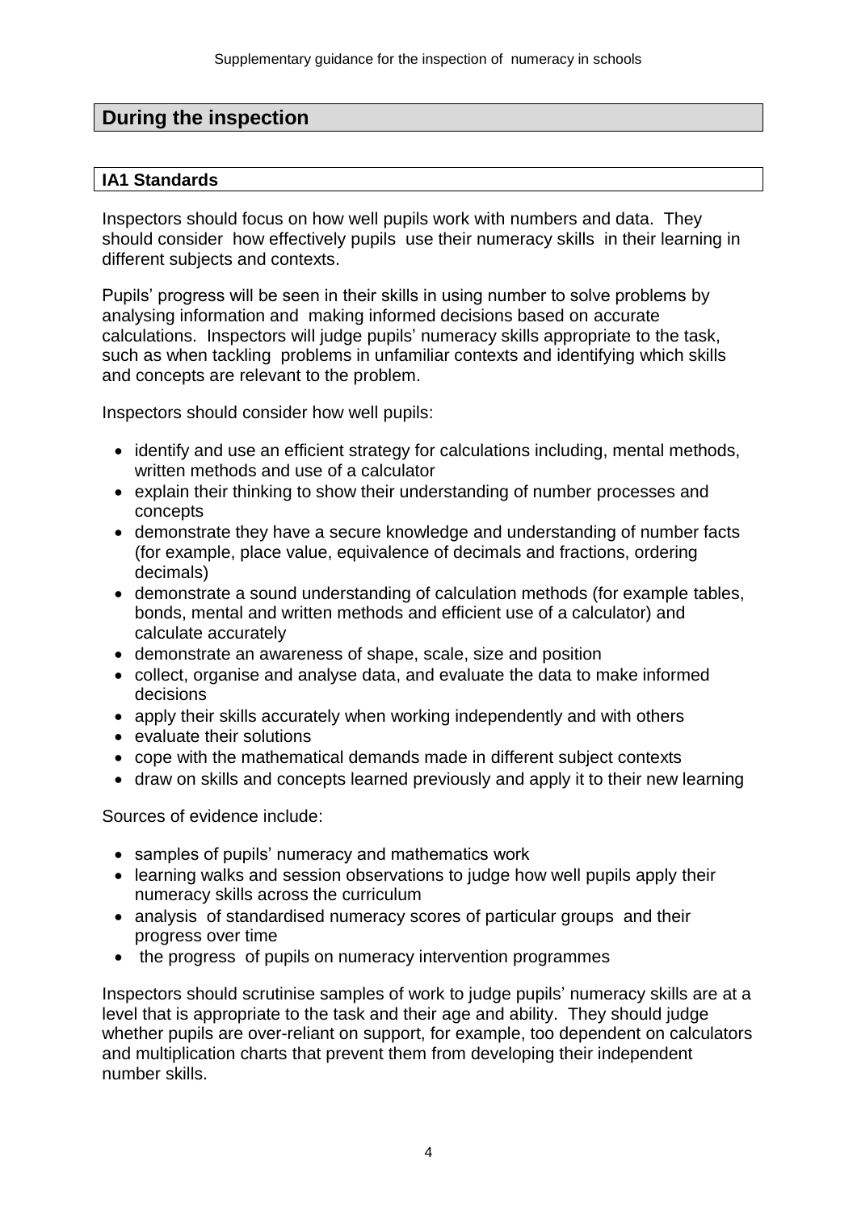## During the inspection

### IA1 Standards

Inspectors should focus on how well pupils work with numbers and data. They should consider how effectively pupils use their numeracy skills in their learning in different subjects and contexts.

Pupils' progress will be seen in their skills in using number to solve problems by analysing information and making informed decisions based on accurate calculations. Inspectors will judge pupils' numeracy skills appropriate to the task, such as when tackling problems in unfamiliar contexts and identifying which skills and concepts are relevant to the problem.

Inspectors should consider how well pupils:

- identify and use an efficient strategy for calculations including, mental methods, written methods and use of a calculator
- explain their thinking to show their understanding of number processes and concepts
- demonstrate they have a secure knowledge and understanding of number facts (for example, place value, equivalence of decimals and fractions, ordering decimals)
- demonstrate a sound understanding of calculation methods (for example tables, bonds, mental and written methods and efficient use of a calculator) and calculate accurately
- demonstrate an awareness of shape, scale, size and position
- collect, organise and analyse data, and evaluate the data to make informed decisions
- apply their skills accurately when working independently and with others
- evaluate their solutions
- cope with the mathematical demands made in different subject contexts
- draw on skills and concepts learned previously and apply it to their new learning

Sources of evidence include:

- samples of pupils' numeracy and mathematics work
- learning walks and session observations to judge how well pupils apply their numeracy skills across the curriculum
- analysis of standardised numeracy scores of particular groups and their progress over time
- the progress of pupils on numeracy intervention programmes

Inspectors should scrutinise samples of work to judge pupils' numeracy skills are at a level that is appropriate to the task and their age and ability. They should judge whether pupils are over-reliant on support, for example, too dependent on calculators and multiplication charts that prevent them from developing their independent number skills.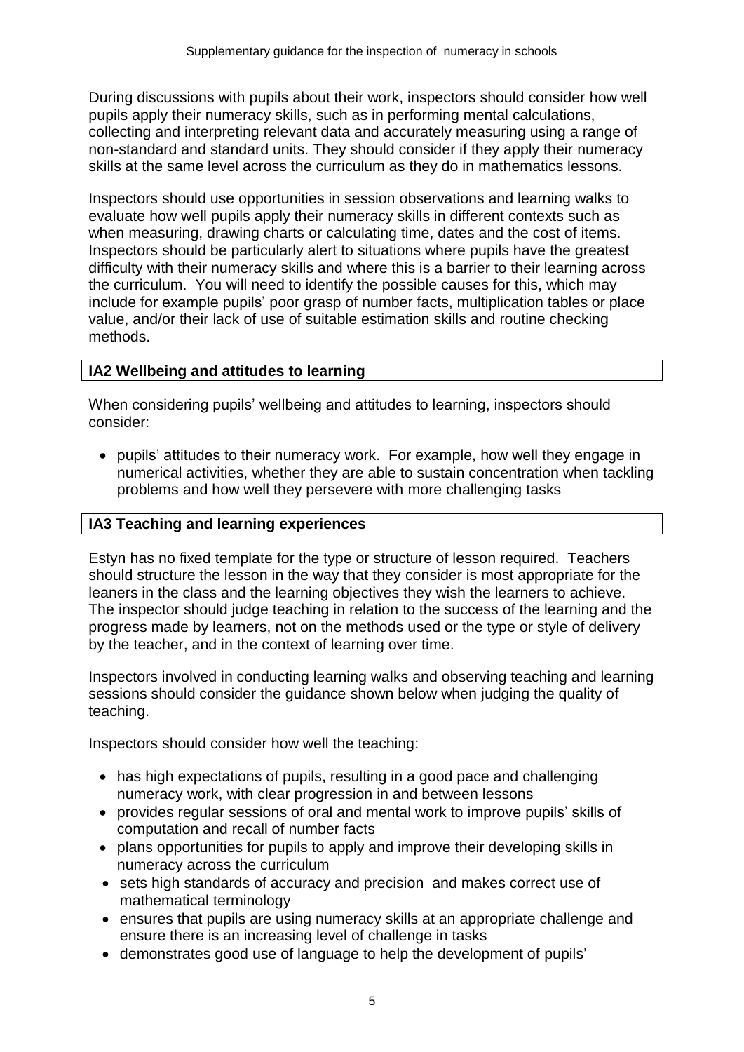During discussions with pupils about their work, inspectors should consider how well pupils apply their numeracy skills, such as in performing mental calculations, collecting and interpreting relevant data and accurately measuring using a range of non-standard and standard units. They should consider if they apply their numeracy skills at the same level across the curriculum as they do in mathematics lessons.

Inspectors should use opportunities in session observations and learning walks to evaluate how well pupils apply their numeracy skills in different contexts such as when measuring, drawing charts or calculating time, dates and the cost of items. Inspectors should be particularly alert to situations where pupils have the greatest difficulty with their numeracy skills and where this is a barrier to their learning across the curriculum. You will need to identify the possible causes for this, which may include for example pupils' poor grasp of number facts, multiplication tables or place value, and/or their lack of use of suitable estimation skills and routine checking methods.

## IA2 Wellbeing and attitudes to learning

When considering pupils' wellbeing and attitudes to learning, inspectors should consider:

- pupils' attitudes to their numeracy work. For example, how well they engage in numerical activities, whether they are able to sustain concentration when tackling problems and how well they persevere with more challenging tasks

## IA3 Teaching and learning experiences

Estyn has no fixed template for the type or structure of lesson required. Teachers should structure the lesson in the way that they consider is most appropriate for the leaners in the class and the learning objectives they wish the learners to achieve. The inspector should judge teaching in relation to the success of the learning and the progress made by learners, not on the methods used or the type or style of delivery by the teacher, and in the context of learning over time.

Inspectors involved in conducting learning walks and observing teaching and learning sessions should consider the guidance shown below when judging the quality of teaching.

Inspectors should consider how well the teaching:

- has high expectations of pupils, resulting in a good pace and challenging numeracy work, with clear progression in and between lessons
- provides regular sessions of oral and mental work to improve pupils' skills of computation and recall of number facts
- plans opportunities for pupils to apply and improve their developing skills in numeracy across the curriculum
- sets high standards of accuracy and precision and makes correct use of mathematical terminology
- ensures that pupils are using numeracy skills at an appropriate challenge and ensure there is an increasing level of challenge in tasks
- demonstrates good use of language to help the development of pupils'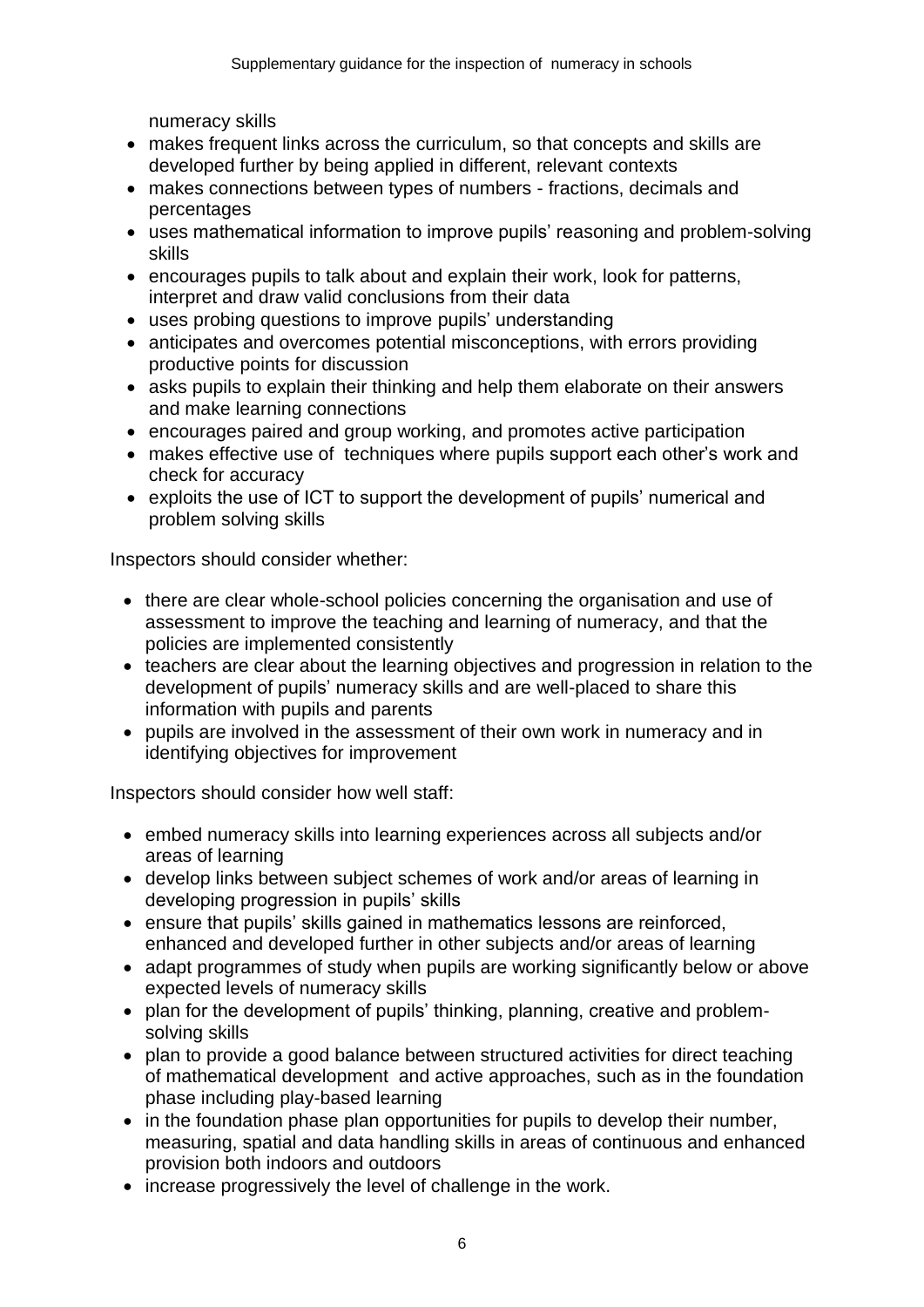numeracy skills

- makes frequent links across the curriculum, so that concepts and skills are developed further by being applied in different, relevant contexts
- makes connections between types of numbers - fractions, decimals and percentages
- uses mathematical information to improve pupils' reasoning and problem-solving skills
- encourages pupils to talk about and explain their work, look for patterns, interpret and draw valid conclusions from their data
- uses probing questions to improve pupils' understanding
- anticipates and overcomes potential misconceptions, with errors providing productive points for discussion
- asks pupils to explain their thinking and help them elaborate on their answers and make learning connections
- encourages paired and group working, and promotes active participation
- makes effective use of techniques where pupils support each other's work and check for accuracy
- exploits the use of ICT to support the development of pupils' numerical and problem solving skills

Inspectors should consider whether:

- there are clear whole-school policies concerning the organisation and use of assessment to improve the teaching and learning of numeracy, and that the policies are implemented consistently
- teachers are clear about the learning objectives and progression in relation to the development of pupils' numeracy skills and are well-placed to share this information with pupils and parents
- pupils are involved in the assessment of their own work in numeracy and in identifying objectives for improvement

Inspectors should consider how well staff:

- embed numeracy skills into learning experiences across all subjects and/or areas of learning
- develop links between subject schemes of work and/or areas of learning in developing progression in pupils' skills
- ensure that pupils' skills gained in mathematics lessons are reinforced, enhanced and developed further in other subjects and/or areas of learning
- adapt programmes of study when pupils are working significantly below or above expected levels of numeracy skills
- plan for the development of pupils' thinking, planning, creative and problem-solving skills
- plan to provide a good balance between structured activities for direct teaching of mathematical development and active approaches, such as in the foundation phase including play-based learning
- in the foundation phase plan opportunities for pupils to develop their number, measuring, spatial and data handling skills in areas of continuous and enhanced provision both indoors and outdoors
- increase progressively the level of challenge in the work.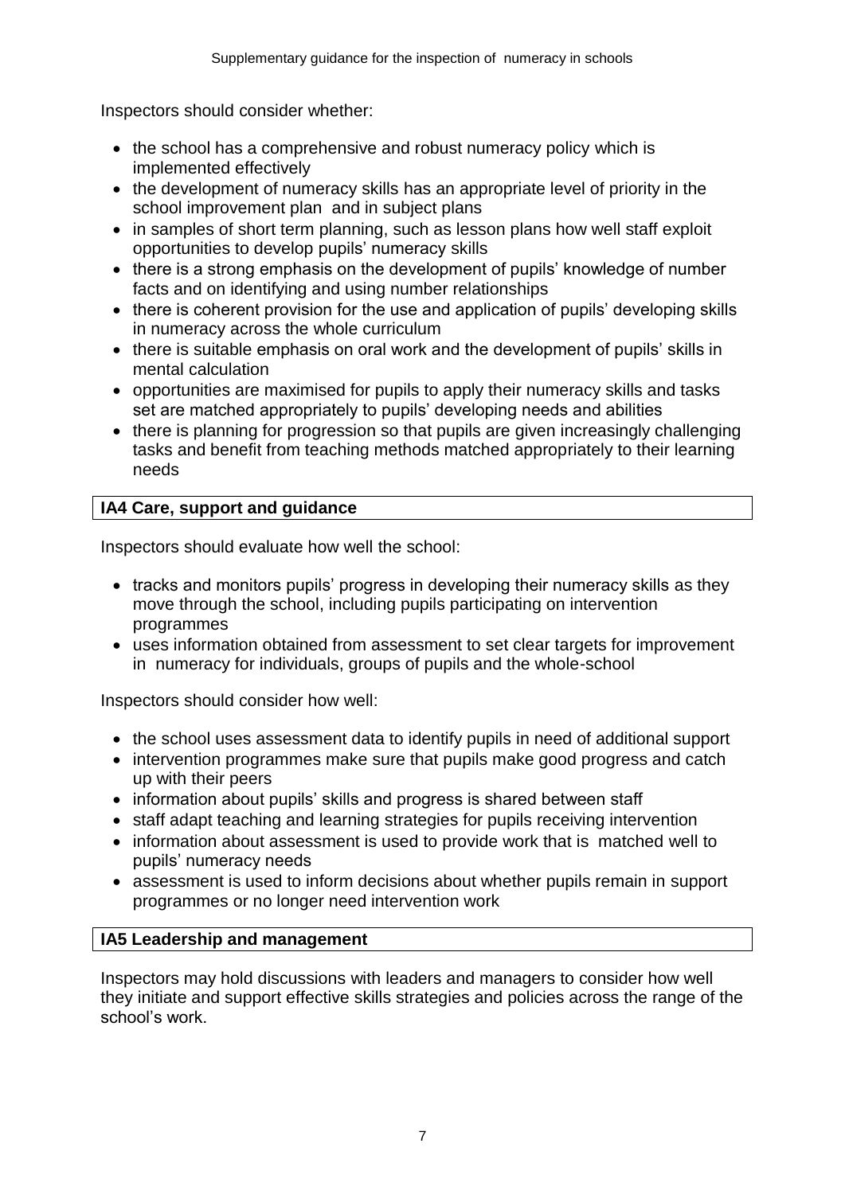Inspectors should consider whether:

- the school has a comprehensive and robust numeracy policy which is implemented effectively
- the development of numeracy skills has an appropriate level of priority in the school improvement plan and in subject plans
- in samples of short term planning, such as lesson plans how well staff exploit opportunities to develop pupils' numeracy skills
- there is a strong emphasis on the development of pupils' knowledge of number facts and on identifying and using number relationships
- there is coherent provision for the use and application of pupils' developing skills in numeracy across the whole curriculum
- there is suitable emphasis on oral work and the development of pupils' skills in mental calculation
- opportunities are maximised for pupils to apply their numeracy skills and tasks set are matched appropriately to pupils' developing needs and abilities
- there is planning for progression so that pupils are given increasingly challenging tasks and benefit from teaching methods matched appropriately to their learning needs

**IA4 Care, support and guidance**

Inspectors should evaluate how well the school:

- tracks and monitors pupils' progress in developing their numeracy skills as they move through the school, including pupils participating on intervention programmes
- uses information obtained from assessment to set clear targets for improvement in numeracy for individuals, groups of pupils and the whole-school

Inspectors should consider how well:

- the school uses assessment data to identify pupils in need of additional support
- intervention programmes make sure that pupils make good progress and catch up with their peers
- information about pupils' skills and progress is shared between staff
- staff adapt teaching and learning strategies for pupils receiving intervention
- information about assessment is used to provide work that is matched well to pupils' numeracy needs
- assessment is used to inform decisions about whether pupils remain in support programmes or no longer need intervention work

**IA5 Leadership and management**

Inspectors may hold discussions with leaders and managers to consider how well they initiate and support effective skills strategies and policies across the range of the school's work.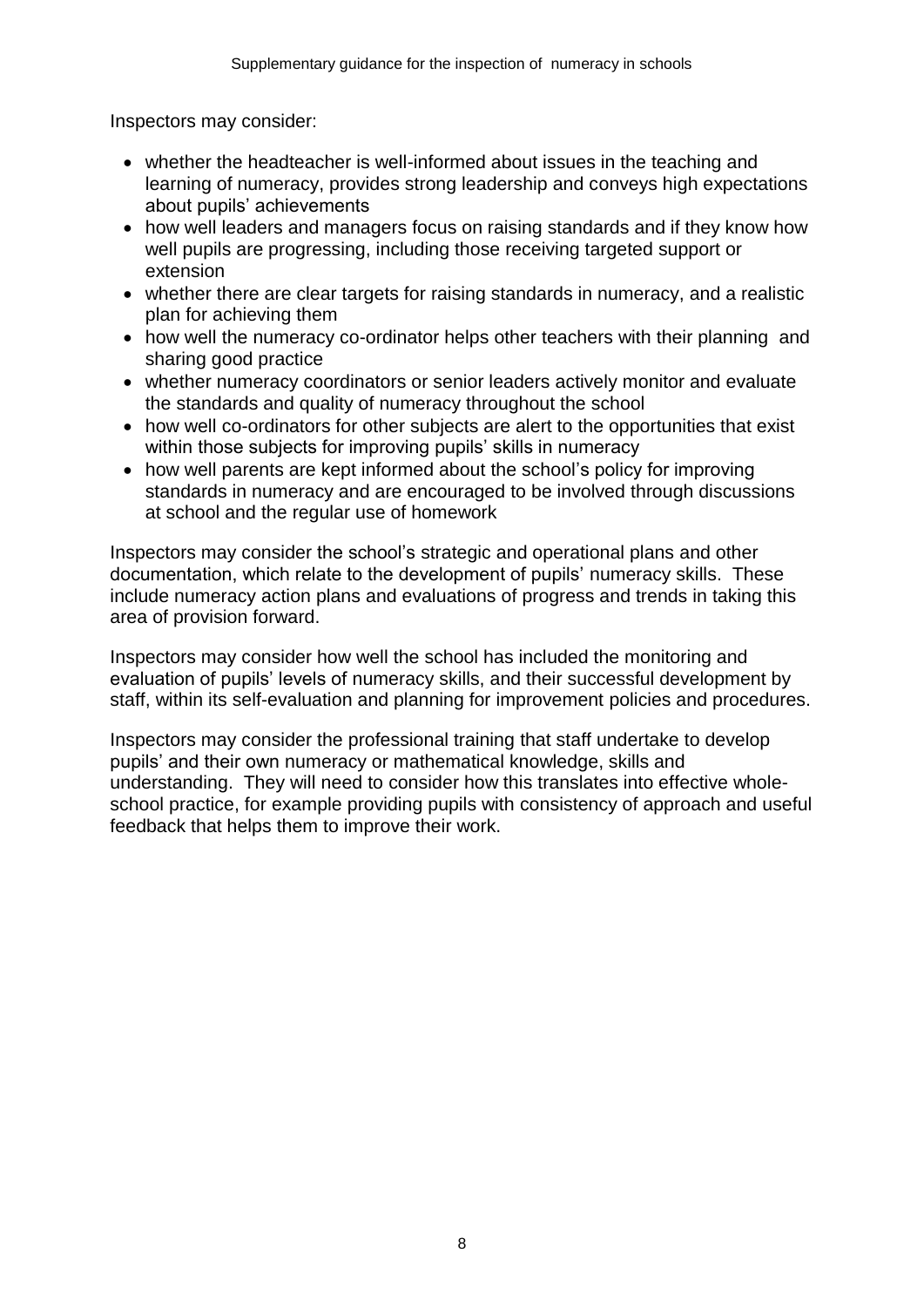Inspectors may consider:

- whether the headteacher is well-informed about issues in the teaching and learning of numeracy, provides strong leadership and conveys high expectations about pupils' achievements
- how well leaders and managers focus on raising standards and if they know how well pupils are progressing, including those receiving targeted support or extension
- whether there are clear targets for raising standards in numeracy, and a realistic plan for achieving them
- how well the numeracy co-ordinator helps other teachers with their planning and sharing good practice
- whether numeracy coordinators or senior leaders actively monitor and evaluate the standards and quality of numeracy throughout the school
- how well co-ordinators for other subjects are alert to the opportunities that exist within those subjects for improving pupils' skills in numeracy
- how well parents are kept informed about the school's policy for improving standards in numeracy and are encouraged to be involved through discussions at school and the regular use of homework

Inspectors may consider the school's strategic and operational plans and other documentation, which relate to the development of pupils' numeracy skills. These include numeracy action plans and evaluations of progress and trends in taking this area of provision forward.

Inspectors may consider how well the school has included the monitoring and evaluation of pupils' levels of numeracy skills, and their successful development by staff, within its self-evaluation and planning for improvement policies and procedures.

Inspectors may consider the professional training that staff undertake to develop pupils' and their own numeracy or mathematical knowledge, skills and understanding. They will need to consider how this translates into effective whole-school practice, for example providing pupils with consistency of approach and useful feedback that helps them to improve their work.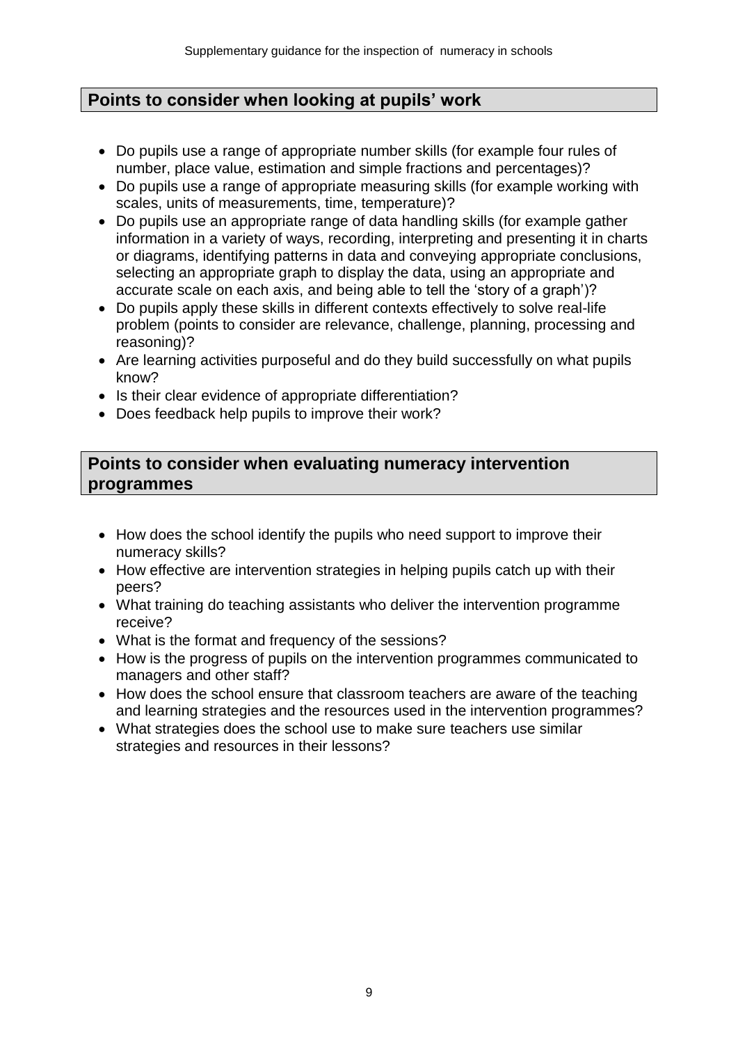## Points to consider when looking at pupils' work

- Do pupils use a range of appropriate number skills (for example four rules of number, place value, estimation and simple fractions and percentages)?
- Do pupils use a range of appropriate measuring skills (for example working with scales, units of measurements, time, temperature)?
- Do pupils use an appropriate range of data handling skills (for example gather information in a variety of ways, recording, interpreting and presenting it in charts or diagrams, identifying patterns in data and conveying appropriate conclusions, selecting an appropriate graph to display the data, using an appropriate and accurate scale on each axis, and being able to tell the 'story of a graph')?
- Do pupils apply these skills in different contexts effectively to solve real-life problem (points to consider are relevance, challenge, planning, processing and reasoning)?
- Are learning activities purposeful and do they build successfully on what pupils know?
- Is their clear evidence of appropriate differentiation?
- Does feedback help pupils to improve their work?

## Points to consider when evaluating numeracy intervention programmes

- How does the school identify the pupils who need support to improve their numeracy skills?
- How effective are intervention strategies in helping pupils catch up with their peers?
- What training do teaching assistants who deliver the intervention programme receive?
- What is the format and frequency of the sessions?
- How is the progress of pupils on the intervention programmes communicated to managers and other staff?
- How does the school ensure that classroom teachers are aware of the teaching and learning strategies and the resources used in the intervention programmes?
- What strategies does the school use to make sure teachers use similar strategies and resources in their lessons?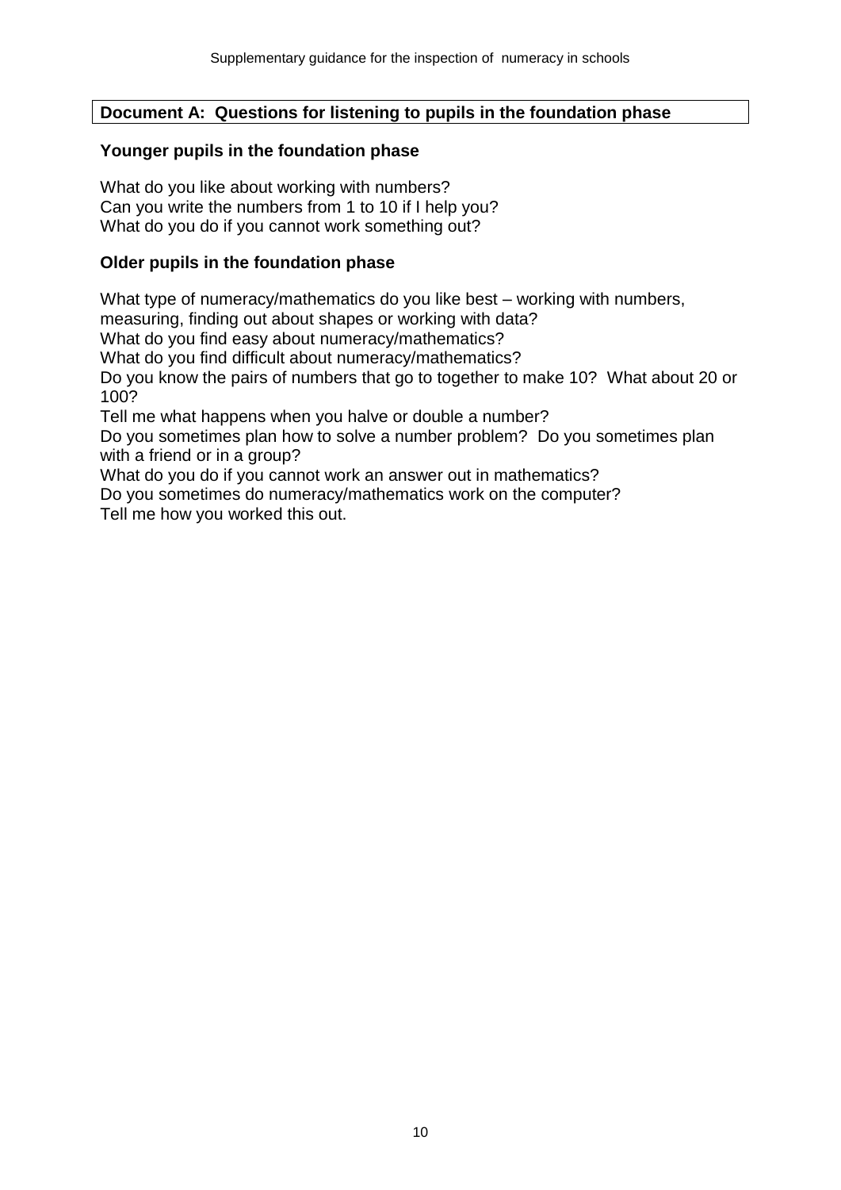## Document A: Questions for listening to pupils in the foundation phase

### Younger pupils in the foundation phase

What do you like about working with numbers?
Can you write the numbers from 1 to 10 if I help you?
What do you do if you cannot work something out?

### Older pupils in the foundation phase

What type of numeracy/mathematics do you like best – working with numbers, measuring, finding out about shapes or working with data?
What do you find easy about numeracy/mathematics?
What do you find difficult about numeracy/mathematics?
Do you know the pairs of numbers that go to together to make 10? What about 20 or 100?
Tell me what happens when you halve or double a number?
Do you sometimes plan how to solve a number problem? Do you sometimes plan with a friend or in a group?
What do you do if you cannot work an answer out in mathematics?
Do you sometimes do numeracy/mathematics work on the computer?
Tell me how you worked this out.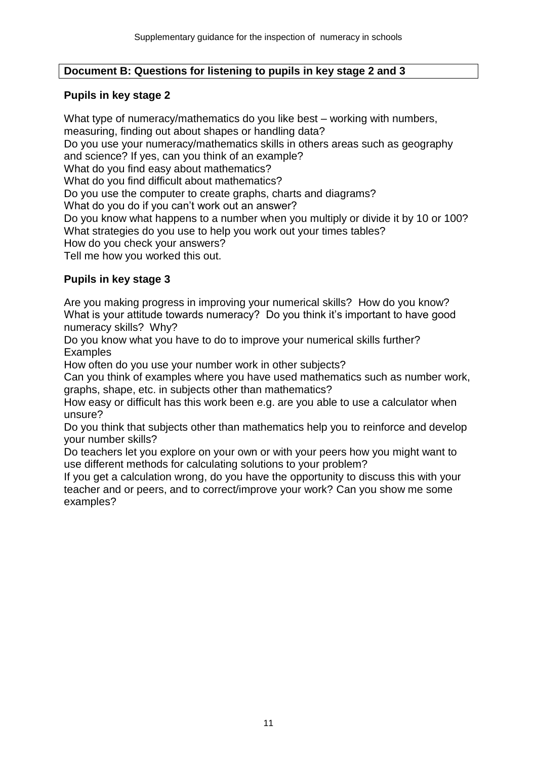## Document B: Questions for listening to pupils in key stage 2 and 3

### Pupils in key stage 2

What type of numeracy/mathematics do you like best – working with numbers, measuring, finding out about shapes or handling data?
Do you use your numeracy/mathematics skills in others areas such as geography and science? If yes, can you think of an example?
What do you find easy about mathematics?
What do you find difficult about mathematics?
Do you use the computer to create graphs, charts and diagrams?
What do you do if you can't work out an answer?
Do you know what happens to a number when you multiply or divide it by 10 or 100?
What strategies do you use to help you work out your times tables?
How do you check your answers?
Tell me how you worked this out.

### Pupils in key stage 3

Are you making progress in improving your numerical skills? How do you know?
What is your attitude towards numeracy? Do you think it's important to have good numeracy skills? Why?
Do you know what you have to do to improve your numerical skills further? Examples
How often do you use your number work in other subjects?
Can you think of examples where you have used mathematics such as number work, graphs, shape, etc. in subjects other than mathematics?
How easy or difficult has this work been e.g. are you able to use a calculator when unsure?
Do you think that subjects other than mathematics help you to reinforce and develop your number skills?
Do teachers let you explore on your own or with your peers how you might want to use different methods for calculating solutions to your problem?
If you get a calculation wrong, do you have the opportunity to discuss this with your teacher and or peers, and to correct/improve your work? Can you show me some examples?